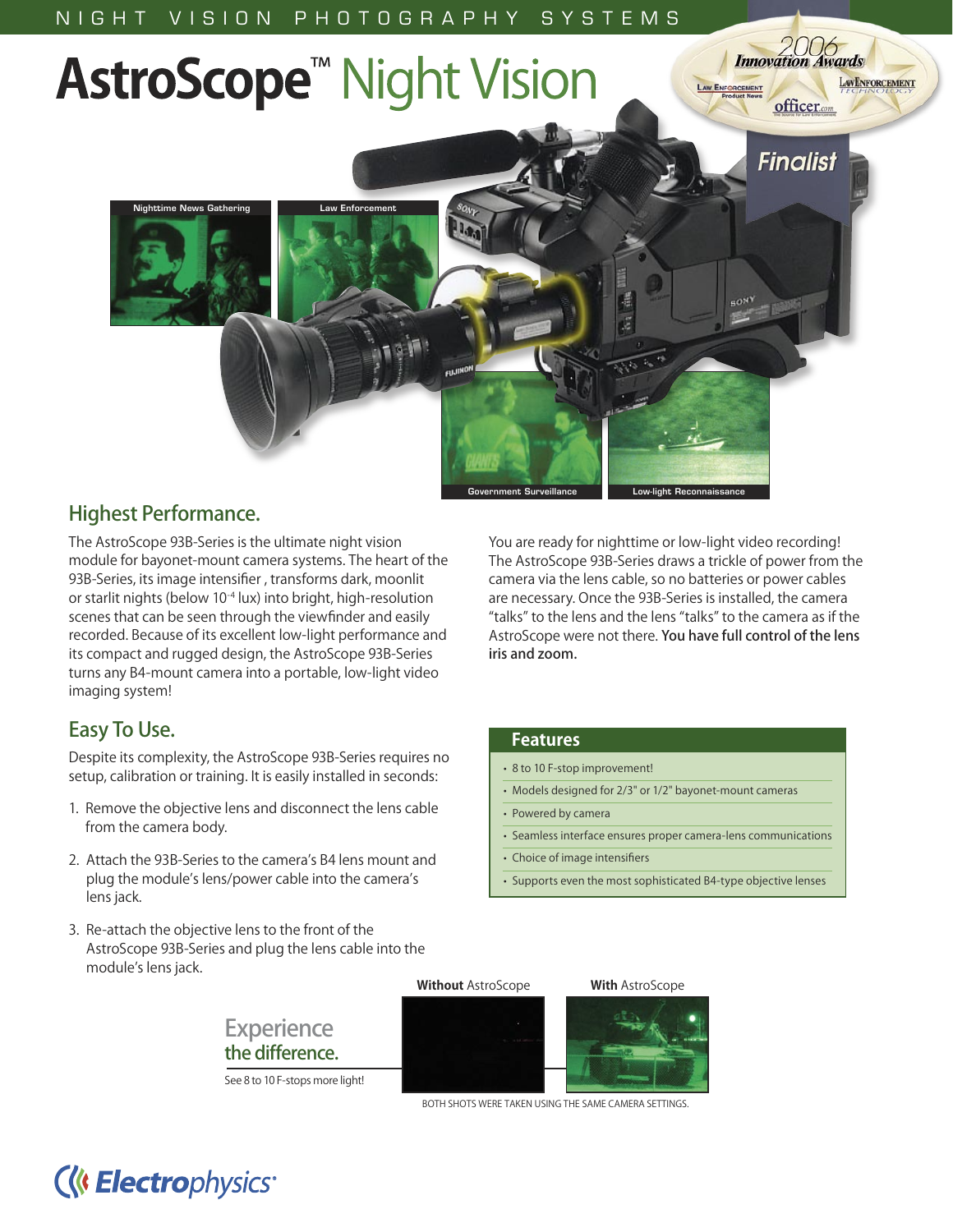NIGHT VISION PHOTOGRAPHY SYSTEMS

# AstroScope™ Night Vision

2006 Innovation Awards — Law Enforcement Product News — Law Enforcement Technology — officer.com — Finalist

Nighttime News Gathering

Law Enforcement

Government Surveillance

Low-light Reconnaissance

## Highest Performance.

The AstroScope 93B-Series is the ultimate night vision module for bayonet-mount camera systems. The heart of the 93B-Series, its image intensifier , transforms dark, moonlit or starlit nights (below $10^{-4}$ lux) into bright, high-resolution scenes that can be seen through the viewfinder and easily recorded. Because of its excellent low-light performance and its compact and rugged design, the AstroScope 93B-Series turns any B4-mount camera into a portable, low-light video imaging system!

You are ready for nighttime or low-light video recording! The AstroScope 93B-Series draws a trickle of power from the camera via the lens cable, so no batteries or power cables are necessary. Once the 93B-Series is installed, the camera "talks" to the lens and the lens "talks" to the camera as if the AstroScope were not there. **You have full control of the lens iris and zoom.**

## Easy To Use.

Despite its complexity, the AstroScope 93B-Series requires no setup, calibration or training. It is easily installed in seconds:

1. Remove the objective lens and disconnect the lens cable from the camera body.
2. Attach the 93B-Series to the camera's B4 lens mount and plug the module's lens/power cable into the camera's lens jack.
3. Re-attach the objective lens to the front of the AstroScope 93B-Series and plug the lens cable into the module's lens jack.

### Features

- 8 to 10 F-stop improvement!
- Models designed for 2/3" or 1/2" bayonet-mount cameras
- Powered by camera
- Seamless interface ensures proper camera-lens communications
- Choice of image intensifiers
- Supports even the most sophisticated B4-type objective lenses

## Experience the difference.

See 8 to 10 F-stops more light!

**Without** AstroScope

**With** AstroScope

BOTH SHOTS WERE TAKEN USING THE SAME CAMERA SETTINGS.

Electrophysics®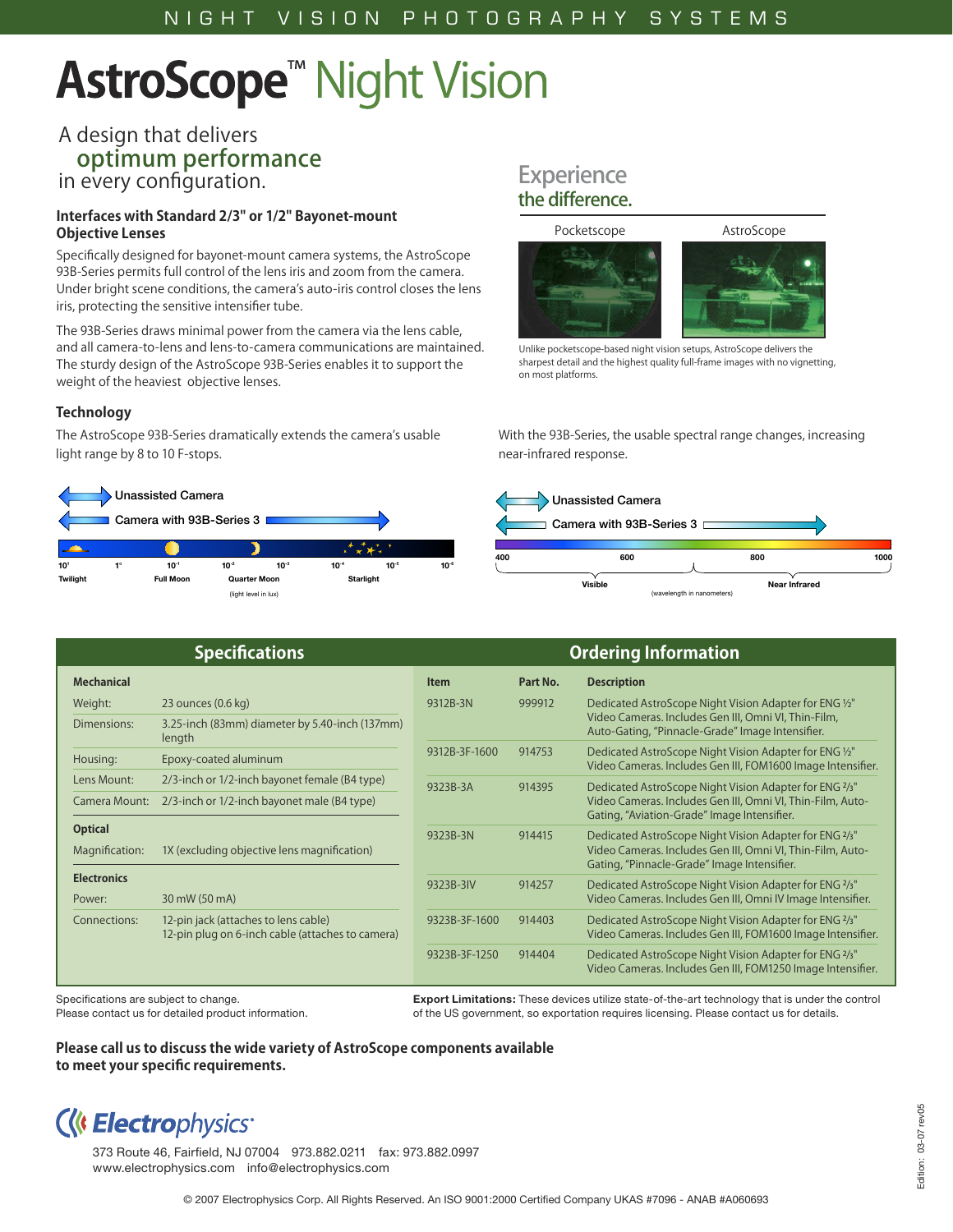# AstroScope™ Night Vision

## A design that delivers optimum performance in every configuration.

### Interfaces with Standard 2/3" or 1/2" Bayonet-mount Objective Lenses

Specifically designed for bayonet-mount camera systems, the AstroScope 93B-Series permits full control of the lens iris and zoom from the camera. Under bright scene conditions, the camera's auto-iris control closes the lens iris, protecting the sensitive intensifier tube.

The 93B-Series draws minimal power from the camera via the lens cable, and all camera-to-lens and lens-to-camera communications are maintained. The sturdy design of the AstroScope 93B-Series enables it to support the weight of the heaviest objective lenses.

## Experience the difference.

Pocketscope

AstroScope

Unlike pocketscope-based night vision setups, AstroScope delivers the sharpest detail and the highest quality full-frame images with no vignetting, on most platforms.

### Technology

The AstroScope 93B-Series dramatically extends the camera's usable light range by 8 to 10 F-stops.

Unassisted Camera

Camera with 93B-Series 3

$10^{1}$ $1^{\circ}$ $10^{-1}$ $10^{-2}$ $10^{-3}$ $10^{-4}$ $10^{-5}$ $10^{-6}$

Twilight Full Moon Quarter Moon Starlight

(light level in lux)

With the 93B-Series, the usable spectral range changes, increasing near-infrared response.

Unassisted Camera

Camera with 93B-Series 3

400 600 800 1000

Visible Near Infrared

(wavelength in nanometers)

## Specifications

| | |
|---|---|
| **Mechanical** | |
| Weight: | 23 ounces (0.6 kg) |
| Dimensions: | 3.25-inch (83mm) diameter by 5.40-inch (137mm) length |
| Housing: | Epoxy-coated aluminum |
| Lens Mount: | 2/3-inch or 1/2-inch bayonet female (B4 type) |
| Camera Mount: | 2/3-inch or 1/2-inch bayonet male (B4 type) |
| **Optical** | |
| Magnification: | 1X (excluding objective lens magnification) |
| **Electronics** | |
| Power: | 30 mW (50 mA) |
| Connections: | 12-pin jack (attaches to lens cable)<br>12-pin plug on 6-inch cable (attaches to camera) |

Specifications are subject to change.
Please contact us for detailed product information.

## Ordering Information

| Item | Part No. | Description |
|---|---|---|
| 9312B-3N | 999912 | Dedicated AstroScope Night Vision Adapter for ENG ½" Video Cameras. Includes Gen III, Omni VI, Thin-Film, Auto-Gating, "Pinnacle-Grade" Image Intensifier. |
| 9312B-3F-1600 | 914753 | Dedicated AstroScope Night Vision Adapter for ENG ½" Video Cameras. Includes Gen III, FOM1600 Image Intensifier. |
| 9323B-3A | 914395 | Dedicated AstroScope Night Vision Adapter for ENG ⅔" Video Cameras. Includes Gen III, Omni VI, Thin-Film, Auto-Gating, "Aviation-Grade" Image Intensifier. |
| 9323B-3N | 914415 | Dedicated AstroScope Night Vision Adapter for ENG ⅔" Video Cameras. Includes Gen III, Omni VI, Thin-Film, Auto-Gating, "Pinnacle-Grade" Image Intensifier. |
| 9323B-3IV | 914257 | Dedicated AstroScope Night Vision Adapter for ENG ⅔" Video Cameras. Includes Gen III, Omni IV Image Intensifier. |
| 9323B-3F-1600 | 914403 | Dedicated AstroScope Night Vision Adapter for ENG ⅔" Video Cameras. Includes Gen III, FOM1600 Image Intensifier. |
| 9323B-3F-1250 | 914404 | Dedicated AstroScope Night Vision Adapter for ENG ⅔" Video Cameras. Includes Gen III, FOM1250 Image Intensifier. |

**Export Limitations:** These devices utilize state-of-the-art technology that is under the control of the US government, so exportation requires licensing. Please contact us for details.

**Please call us to discuss the wide variety of AstroScope components available to meet your specific requirements.**

**Electrophysics**

373 Route 46, Fairfield, NJ 07004 973.882.0211 fax: 973.882.0997
www.electrophysics.com info@electrophysics.com

© 2007 Electrophysics Corp. All Rights Reserved. An ISO 9001:2000 Certified Company UKAS #7096 - ANAB #A060693

Edition: 03-07 rev05